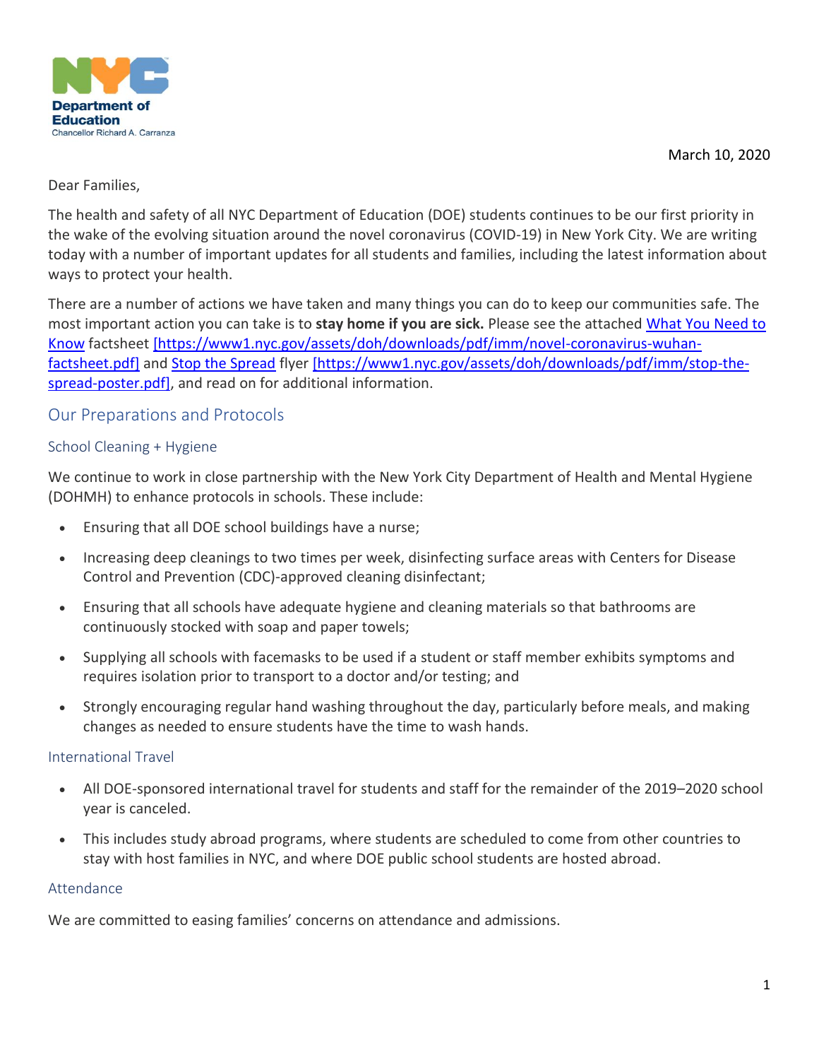Department of Education
Chancellor Richard A. Carranza

March 10, 2020

Dear Families,

The health and safety of all NYC Department of Education (DOE) students continues to be our first priority in the wake of the evolving situation around the novel coronavirus (COVID-19) in New York City. We are writing today with a number of important updates for all students and families, including the latest information about ways to protect your health.

There are a number of actions we have taken and many things you can do to keep our communities safe. The most important action you can take is to **stay home if you are sick.** Please see the attached What You Need to Know factsheet [https://www1.nyc.gov/assets/doh/downloads/pdf/imm/novel-coronavirus-wuhan-factsheet.pdf] and Stop the Spread flyer [https://www1.nyc.gov/assets/doh/downloads/pdf/imm/stop-the-spread-poster.pdf], and read on for additional information.

## Our Preparations and Protocols

### School Cleaning + Hygiene

We continue to work in close partnership with the New York City Department of Health and Mental Hygiene (DOHMH) to enhance protocols in schools. These include:

- Ensuring that all DOE school buildings have a nurse;
- Increasing deep cleanings to two times per week, disinfecting surface areas with Centers for Disease Control and Prevention (CDC)-approved cleaning disinfectant;
- Ensuring that all schools have adequate hygiene and cleaning materials so that bathrooms are continuously stocked with soap and paper towels;
- Supplying all schools with facemasks to be used if a student or staff member exhibits symptoms and requires isolation prior to transport to a doctor and/or testing; and
- Strongly encouraging regular hand washing throughout the day, particularly before meals, and making changes as needed to ensure students have the time to wash hands.

### International Travel

- All DOE-sponsored international travel for students and staff for the remainder of the 2019–2020 school year is canceled.
- This includes study abroad programs, where students are scheduled to come from other countries to stay with host families in NYC, and where DOE public school students are hosted abroad.

### Attendance

We are committed to easing families' concerns on attendance and admissions.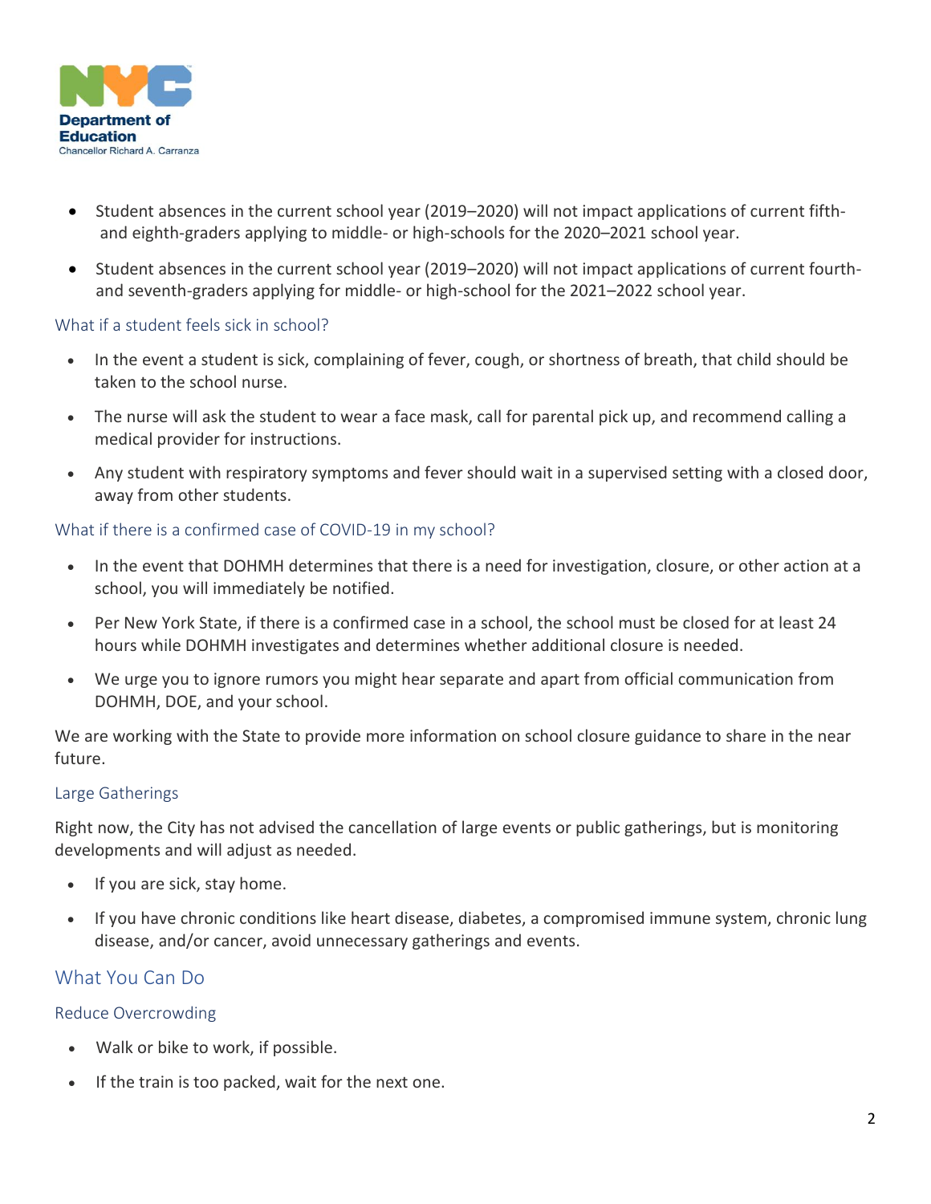- Student absences in the current school year (2019–2020) will not impact applications of current fifth- and eighth-graders applying to middle- or high-schools for the 2020–2021 school year.
- Student absences in the current school year (2019–2020) will not impact applications of current fourth- and seventh-graders applying for middle- or high-school for the 2021–2022 school year.

### What if a student feels sick in school?

- In the event a student is sick, complaining of fever, cough, or shortness of breath, that child should be taken to the school nurse.
- The nurse will ask the student to wear a face mask, call for parental pick up, and recommend calling a medical provider for instructions.
- Any student with respiratory symptoms and fever should wait in a supervised setting with a closed door, away from other students.

### What if there is a confirmed case of COVID-19 in my school?

- In the event that DOHMH determines that there is a need for investigation, closure, or other action at a school, you will immediately be notified.
- Per New York State, if there is a confirmed case in a school, the school must be closed for at least 24 hours while DOHMH investigates and determines whether additional closure is needed.
- We urge you to ignore rumors you might hear separate and apart from official communication from DOHMH, DOE, and your school.

We are working with the State to provide more information on school closure guidance to share in the near future.

### Large Gatherings

Right now, the City has not advised the cancellation of large events or public gatherings, but is monitoring developments and will adjust as needed.

- If you are sick, stay home.
- If you have chronic conditions like heart disease, diabetes, a compromised immune system, chronic lung disease, and/or cancer, avoid unnecessary gatherings and events.

## What You Can Do

### Reduce Overcrowding

- Walk or bike to work, if possible.
- If the train is too packed, wait for the next one.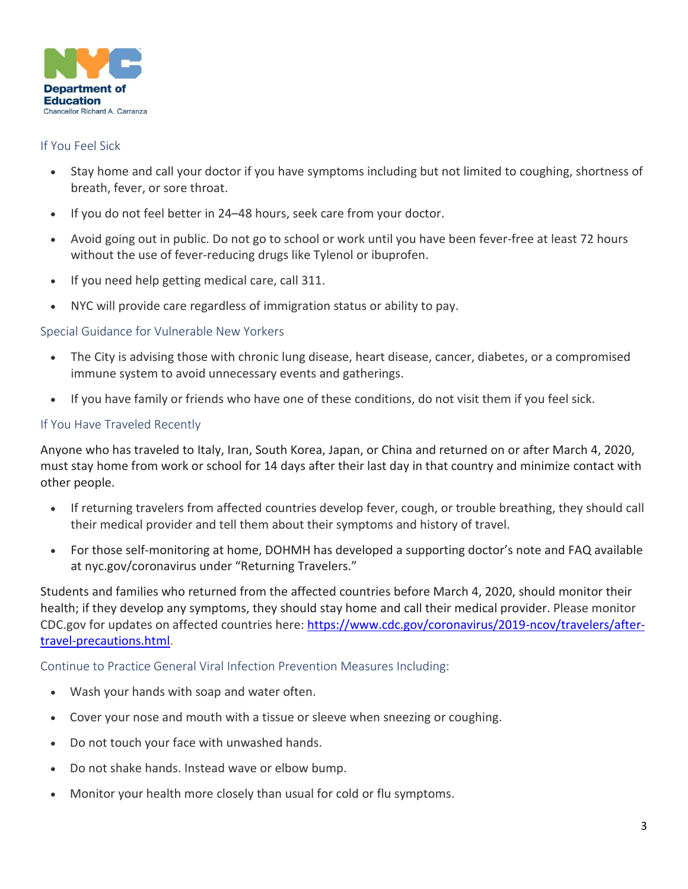NYC Department of Education
Chancellor Richard A. Carranza

## If You Feel Sick

- Stay home and call your doctor if you have symptoms including but not limited to coughing, shortness of breath, fever, or sore throat.
- If you do not feel better in 24–48 hours, seek care from your doctor.
- Avoid going out in public. Do not go to school or work until you have been fever-free at least 72 hours without the use of fever-reducing drugs like Tylenol or ibuprofen.
- If you need help getting medical care, call 311.
- NYC will provide care regardless of immigration status or ability to pay.

## Special Guidance for Vulnerable New Yorkers

- The City is advising those with chronic lung disease, heart disease, cancer, diabetes, or a compromised immune system to avoid unnecessary events and gatherings.
- If you have family or friends who have one of these conditions, do not visit them if you feel sick.

## If You Have Traveled Recently

Anyone who has traveled to Italy, Iran, South Korea, Japan, or China and returned on or after March 4, 2020, must stay home from work or school for 14 days after their last day in that country and minimize contact with other people.

- If returning travelers from affected countries develop fever, cough, or trouble breathing, they should call their medical provider and tell them about their symptoms and history of travel.
- For those self-monitoring at home, DOHMH has developed a supporting doctor's note and FAQ available at nyc.gov/coronavirus under "Returning Travelers."

Students and families who returned from the affected countries before March 4, 2020, should monitor their health; if they develop any symptoms, they should stay home and call their medical provider. Please monitor CDC.gov for updates on affected countries here: [https://www.cdc.gov/coronavirus/2019-ncov/travelers/after-travel-precautions.html](https://www.cdc.gov/coronavirus/2019-ncov/travelers/after-travel-precautions.html).

## Continue to Practice General Viral Infection Prevention Measures Including:

- Wash your hands with soap and water often.
- Cover your nose and mouth with a tissue or sleeve when sneezing or coughing.
- Do not touch your face with unwashed hands.
- Do not shake hands. Instead wave or elbow bump.
- Monitor your health more closely than usual for cold or flu symptoms.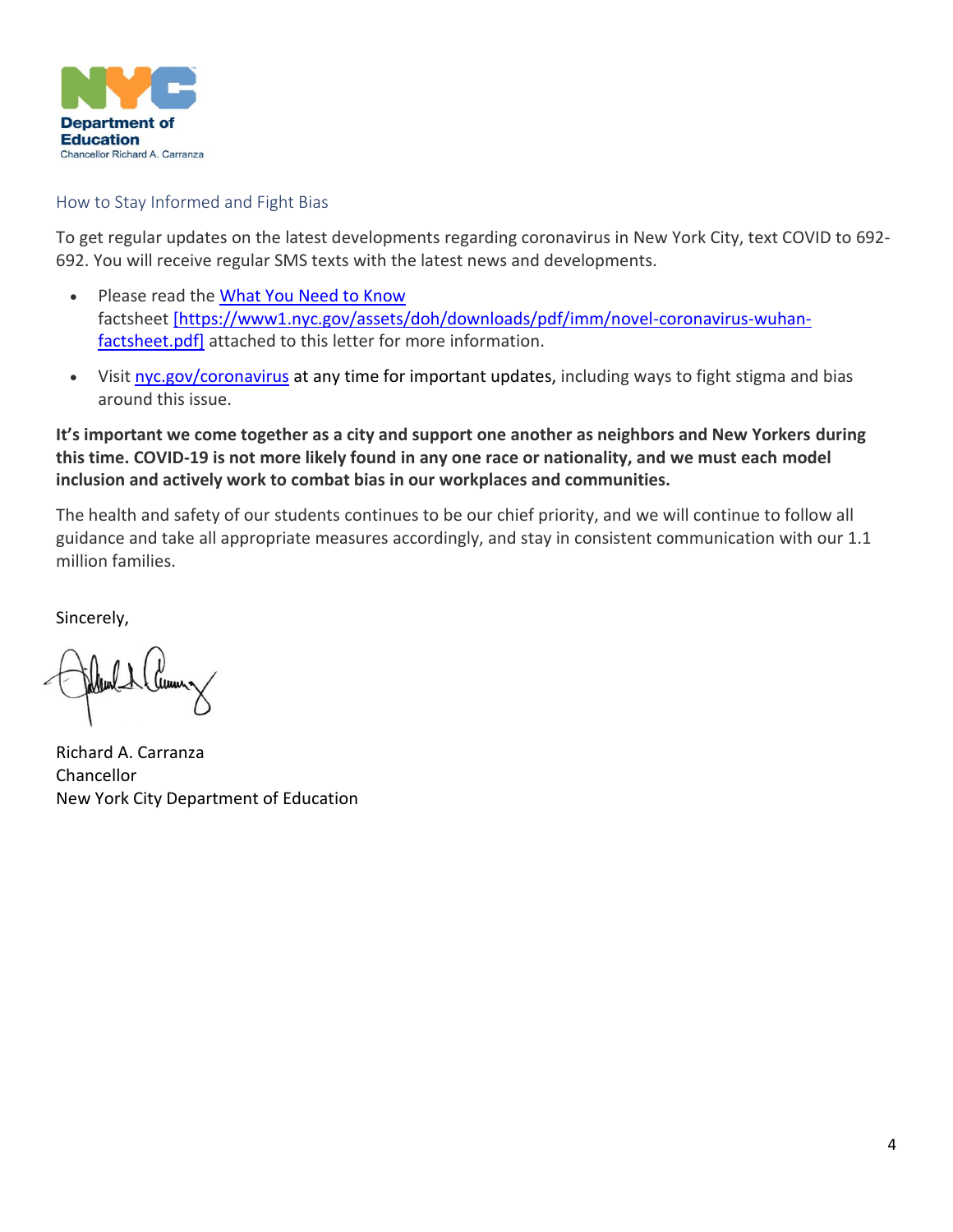Department of Education
Chancellor Richard A. Carranza

## How to Stay Informed and Fight Bias

To get regular updates on the latest developments regarding coronavirus in New York City, text COVID to 692-692. You will receive regular SMS texts with the latest news and developments.

- Please read the What You Need to Know factsheet [https://www1.nyc.gov/assets/doh/downloads/pdf/imm/novel-coronavirus-wuhan-factsheet.pdf] attached to this letter for more information.
- Visit nyc.gov/coronavirus at any time for important updates, including ways to fight stigma and bias around this issue.

**It's important we come together as a city and support one another as neighbors and New Yorkers during this time. COVID-19 is not more likely found in any one race or nationality, and we must each model inclusion and actively work to combat bias in our workplaces and communities.**

The health and safety of our students continues to be our chief priority, and we will continue to follow all guidance and take all appropriate measures accordingly, and stay in consistent communication with our 1.1 million families.

Sincerely,

Richard A. Carranza
Chancellor
New York City Department of Education